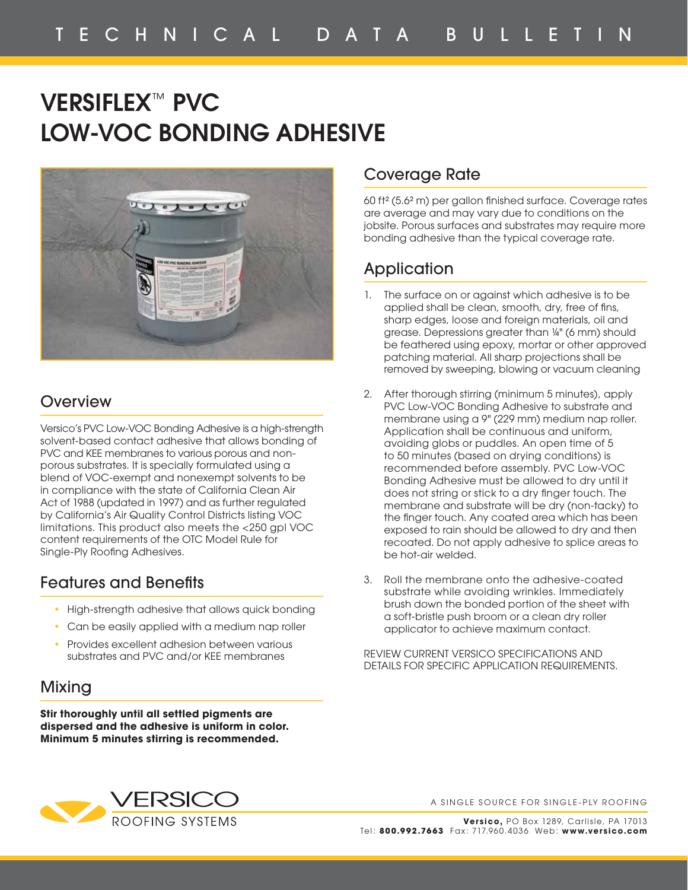# VERSIFLEX™ PVC LOW-VOC BONDING ADHESIVE

## Overview

Versico's PVC Low-VOC Bonding Adhesive is a high-strength solvent-based contact adhesive that allows bonding of PVC and KEE membranes to various porous and non-porous substrates. It is specially formulated using a blend of VOC-exempt and nonexempt solvents to be in compliance with the state of California Clean Air Act of 1988 (updated in 1997) and as further regulated by California's Air Quality Control Districts listing VOC limitations. This product also meets the <250 gpl VOC content requirements of the OTC Model Rule for Single-Ply Roofing Adhesives.

## Features and Benefits

- High-strength adhesive that allows quick bonding
- Can be easily applied with a medium nap roller
- Provides excellent adhesion between various substrates and PVC and/or KEE membranes

## Mixing

**Stir thoroughly until all settled pigments are dispersed and the adhesive is uniform in color. Minimum 5 minutes stirring is recommended.**

## Coverage Rate

60 ft² (5.6² m) per gallon finished surface. Coverage rates are average and may vary due to conditions on the jobsite. Porous surfaces and substrates may require more bonding adhesive than the typical coverage rate.

## Application

1. The surface on or against which adhesive is to be applied shall be clean, smooth, dry, free of fins, sharp edges, loose and foreign materials, oil and grease. Depressions greater than ¼" (6 mm) should be feathered using epoxy, mortar or other approved patching material. All sharp projections shall be removed by sweeping, blowing or vacuum cleaning

2. After thorough stirring (minimum 5 minutes), apply PVC Low-VOC Bonding Adhesive to substrate and membrane using a 9" (229 mm) medium nap roller. Application shall be continuous and uniform, avoiding globs or puddles. An open time of 5 to 50 minutes (based on drying conditions) is recommended before assembly. PVC Low-VOC Bonding Adhesive must be allowed to dry until it does not string or stick to a dry finger touch. The membrane and substrate will be dry (non-tacky) to the finger touch. Any coated area which has been exposed to rain should be allowed to dry and then recoated. Do not apply adhesive to splice areas to be hot-air welded.

3. Roll the membrane onto the adhesive-coated substrate while avoiding wrinkles. Immediately brush down the bonded portion of the sheet with a soft-bristle push broom or a clean dry roller applicator to achieve maximum contact.

REVIEW CURRENT VERSICO SPECIFICATIONS AND DETAILS FOR SPECIFIC APPLICATION REQUIREMENTS.

VERSICO ROOFING SYSTEMS

A SINGLE SOURCE FOR SINGLE-PLY ROOFING

**Versico,** PO Box 1289, Carlisle, PA 17013
Tel: **800.992.7663** Fax: 717.960.4036 Web: **www.versico.com**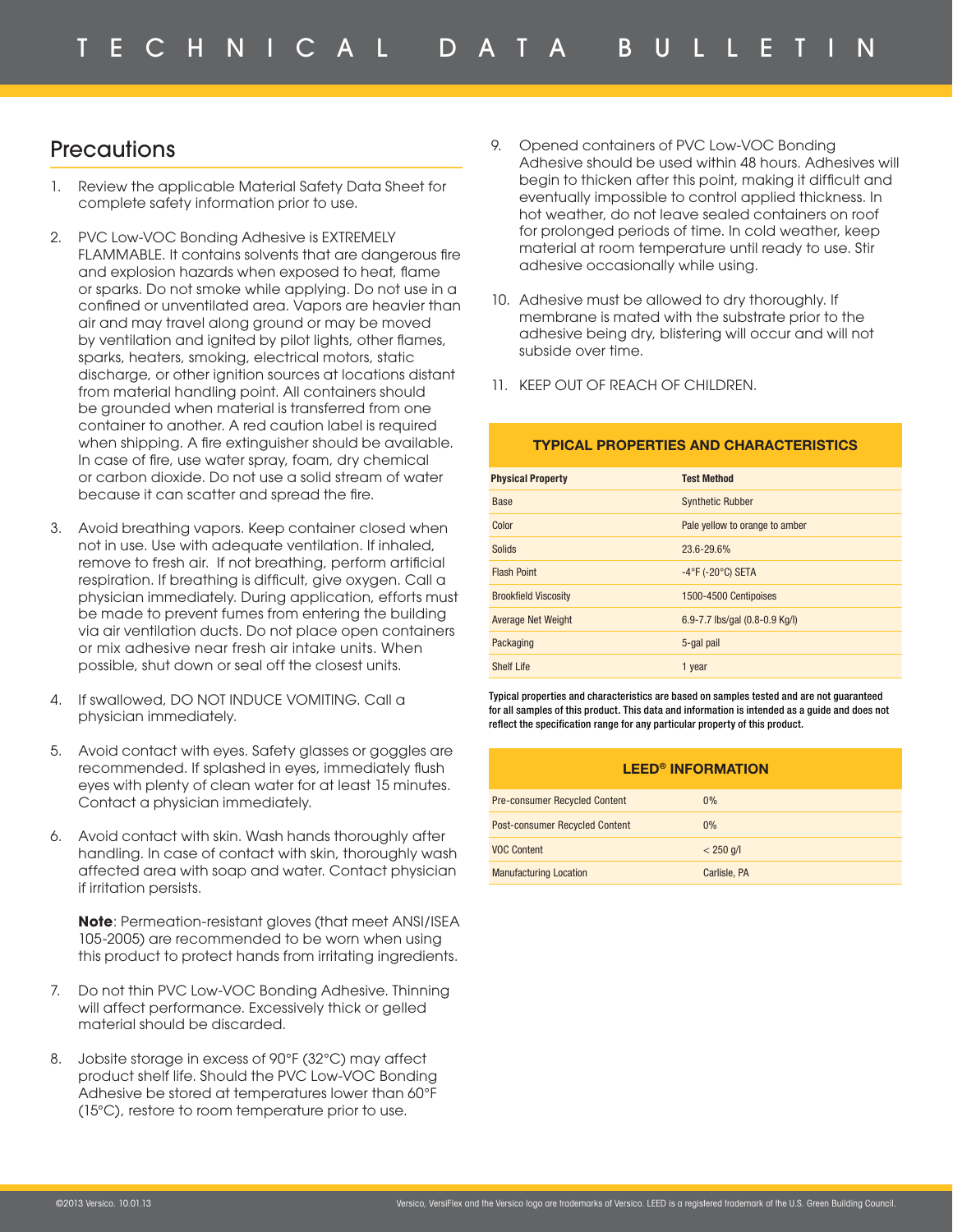## Precautions

1. Review the applicable Material Safety Data Sheet for complete safety information prior to use.

2. PVC Low-VOC Bonding Adhesive is EXTREMELY FLAMMABLE. It contains solvents that are dangerous fire and explosion hazards when exposed to heat, flame or sparks. Do not smoke while applying. Do not use in a confined or unventilated area. Vapors are heavier than air and may travel along ground or may be moved by ventilation and ignited by pilot lights, other flames, sparks, heaters, smoking, electrical motors, static discharge, or other ignition sources at locations distant from material handling point. All containers should be grounded when material is transferred from one container to another. A red caution label is required when shipping. A fire extinguisher should be available. In case of fire, use water spray, foam, dry chemical or carbon dioxide. Do not use a solid stream of water because it can scatter and spread the fire.

3. Avoid breathing vapors. Keep container closed when not in use. Use with adequate ventilation. If inhaled, remove to fresh air. If not breathing, perform artificial respiration. If breathing is difficult, give oxygen. Call a physician immediately. During application, efforts must be made to prevent fumes from entering the building via air ventilation ducts. Do not place open containers or mix adhesive near fresh air intake units. When possible, shut down or seal off the closest units.

4. If swallowed, DO NOT INDUCE VOMITING. Call a physician immediately.

5. Avoid contact with eyes. Safety glasses or goggles are recommended. If splashed in eyes, immediately flush eyes with plenty of clean water for at least 15 minutes. Contact a physician immediately.

6. Avoid contact with skin. Wash hands thoroughly after handling. In case of contact with skin, thoroughly wash affected area with soap and water. Contact physician if irritation persists.

   **Note**: Permeation-resistant gloves (that meet ANSI/ISEA 105-2005) are recommended to be worn when using this product to protect hands from irritating ingredients.

7. Do not thin PVC Low-VOC Bonding Adhesive. Thinning will affect performance. Excessively thick or gelled material should be discarded.

8. Jobsite storage in excess of 90°F (32°C) may affect product shelf life. Should the PVC Low-VOC Bonding Adhesive be stored at temperatures lower than 60°F (15°C), restore to room temperature prior to use.

9. Opened containers of PVC Low-VOC Bonding Adhesive should be used within 48 hours. Adhesives will begin to thicken after this point, making it difficult and eventually impossible to control applied thickness. In hot weather, do not leave sealed containers on roof for prolonged periods of time. In cold weather, keep material at room temperature until ready to use. Stir adhesive occasionally while using.

10. Adhesive must be allowed to dry thoroughly. If membrane is mated with the substrate prior to the adhesive being dry, blistering will occur and will not subside over time.

11. KEEP OUT OF REACH OF CHILDREN.

### TYPICAL PROPERTIES AND CHARACTERISTICS

| Physical Property | Test Method |
|---|---|
| Base | Synthetic Rubber |
| Color | Pale yellow to orange to amber |
| Solids | 23.6-29.6% |
| Flash Point | -4°F (-20°C) SETA |
| Brookfield Viscosity | 1500-4500 Centipoises |
| Average Net Weight | 6.9-7.7 lbs/gal (0.8-0.9 Kg/l) |
| Packaging | 5-gal pail |
| Shelf Life | 1 year |

**Typical properties and characteristics are based on samples tested and are not guaranteed for all samples of this product. This data and information is intended as a guide and does not reflect the specification range for any particular property of this product.**

### LEED® INFORMATION

| | |
|---|---|
| Pre-consumer Recycled Content | 0% |
| Post-consumer Recycled Content | 0% |
| VOC Content | < 250 g/l |
| Manufacturing Location | Carlisle, PA |

©2013 Versico. 10.01.13

Versico, VersiFlex and the Versico logo are trademarks of Versico. LEED is a registered trademark of the U.S. Green Building Council.